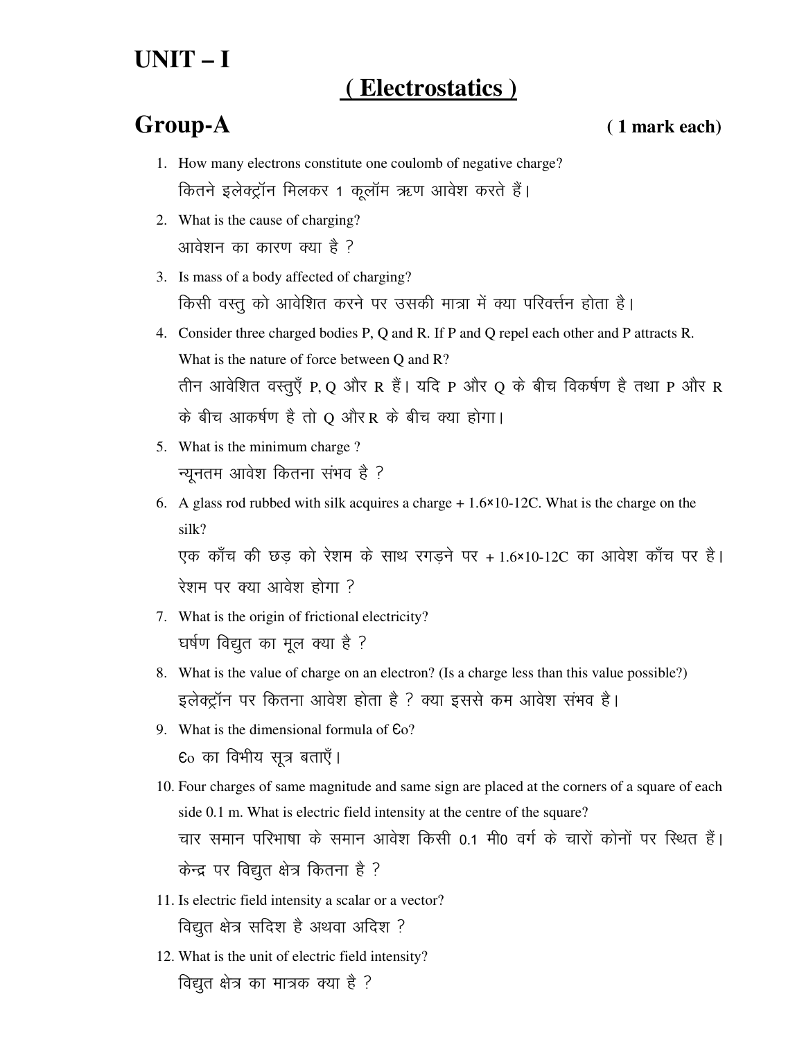# UNIT – I

## ( Electrostatics )

## Group-A

**( 1 mark each)**

1. How many electrons constitute one coulomb of negative charge?
   कितने इलेक्ट्रॉन मिलकर 1 कूलॉम ऋण आवेश करते हैं।
2. What is the cause of charging?
   आवेशन का कारण क्या है ?
3. Is mass of a body affected of charging?
   किसी वस्तु को आवेशित करने पर उसकी मात्रा में क्या परिवर्त्तन होता है।
4. Consider three charged bodies P, Q and R. If P and Q repel each other and P attracts R. What is the nature of force between Q and R?
   तीन आवेशित वस्तुएँ P, Q और R हैं। यदि P और Q के बीच विकर्षण है तथा P और R के बीच आकर्षण है तो Q और R के बीच क्या होगा।
5. What is the minimum charge ?
   न्यूनतम आवेश कितना संभव है ?
6. A glass rod rubbed with silk acquires a charge + 1.6×10-12C. What is the charge on the silk?
   एक काँच की छड़ को रेशम के साथ रगड़ने पर + 1.6×10-12C का आवेश काँच पर है। रेशम पर क्या आवेश होगा ?
7. What is the origin of frictional electricity?
   घर्षण विद्युत का मूल क्या है ?
8. What is the value of charge on an electron? (Is a charge less than this value possible?)
   इलेक्ट्रॉन पर कितना आवेश होता है ? क्या इससे कम आवेश संभव है।
9. What is the dimensional formula of Єo?
   Єo का विमीय सूत्र बताएँ।
10. Four charges of same magnitude and same sign are placed at the corners of a square of each side 0.1 m. What is electric field intensity at the centre of the square?
    चार समान परिभाषा के समान आवेश किसी 0.1 मी0 वर्ग के चारों कोनों पर स्थित हैं। केन्द्र पर विद्युत क्षेत्र कितना है ?
11. Is electric field intensity a scalar or a vector?
    विद्युत क्षेत्र सदिश है अथवा अदिश ?
12. What is the unit of electric field intensity?
    विद्युत क्षेत्र का मात्रक क्या है ?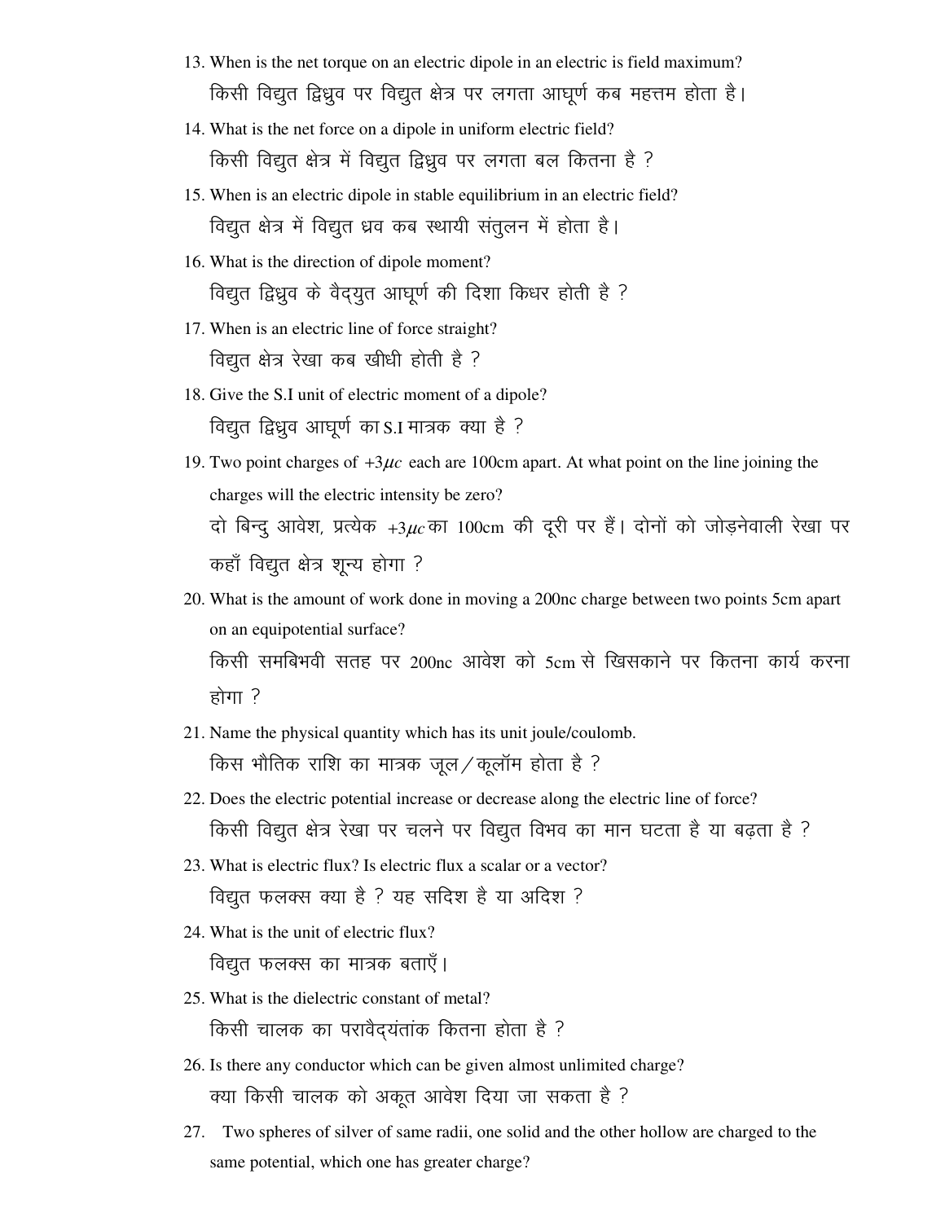13. When is the net torque on an electric dipole in an electric is field maximum?

    किसी विद्युत द्विध्रुव पर विद्युत क्षेत्र पर लगता आघूर्ण कब महत्तम होता है।

14. What is the net force on a dipole in uniform electric field?

    किसी विद्युत क्षेत्र में विद्युत द्विध्रुव पर लगता बल कितना है ?

15. When is an electric dipole in stable equilibrium in an electric field?

    विद्युत क्षेत्र में विद्युत ध्रव कब स्थायी संतुलन में होता है।

16. What is the direction of dipole moment?

    विद्युत द्विध्रुव के वैद्युत आघूर्ण की दिशा किधर होती है ?

17. When is an electric line of force straight?

    विद्युत क्षेत्र रेखा कब खीधी होती है ?

18. Give the S.I unit of electric moment of a dipole?

    विद्युत द्विध्रुव आघूर्ण का S.I मात्रक क्या है ?

19. Two point charges of $+3\mu c$ each are 100cm apart. At what point on the line joining the charges will the electric intensity be zero?

    दो बिन्दु आवेश, प्रत्येक $+3\mu c$ का 100cm की दूरी पर हैं। दोनों को जोड़नेवाली रेखा पर कहाँ विद्युत क्षेत्र शून्य होगा ?

20. What is the amount of work done in moving a 200nc charge between two points 5cm apart on an equipotential surface?

    किसी समबिभवी सतह पर 200nc आवेश को 5cm से खिसकाने पर कितना कार्य करना होगा ?

21. Name the physical quantity which has its unit joule/coulomb.

    किस भौतिक राशि का मात्रक जूल/कूलॉम होता है ?

22. Does the electric potential increase or decrease along the electric line of force?

    किसी विद्युत क्षेत्र रेखा पर चलने पर विद्युत विभव का मान घटता है या बढ़ता है ?

23. What is electric flux? Is electric flux a scalar or a vector?

    विद्युत फलक्स क्या है ? यह सदिश है या अदिश ?

24. What is the unit of electric flux?

    विद्युत फलक्स का मात्रक बताएँ।

25. What is the dielectric constant of metal?

    किसी चालक का परावैद्यंतांक कितना होता है ?

26. Is there any conductor which can be given almost unlimited charge?

    क्या किसी चालक को अकूत आवेश दिया जा सकता है ?

27. Two spheres of silver of same radii, one solid and the other hollow are charged to the same potential, which one has greater charge?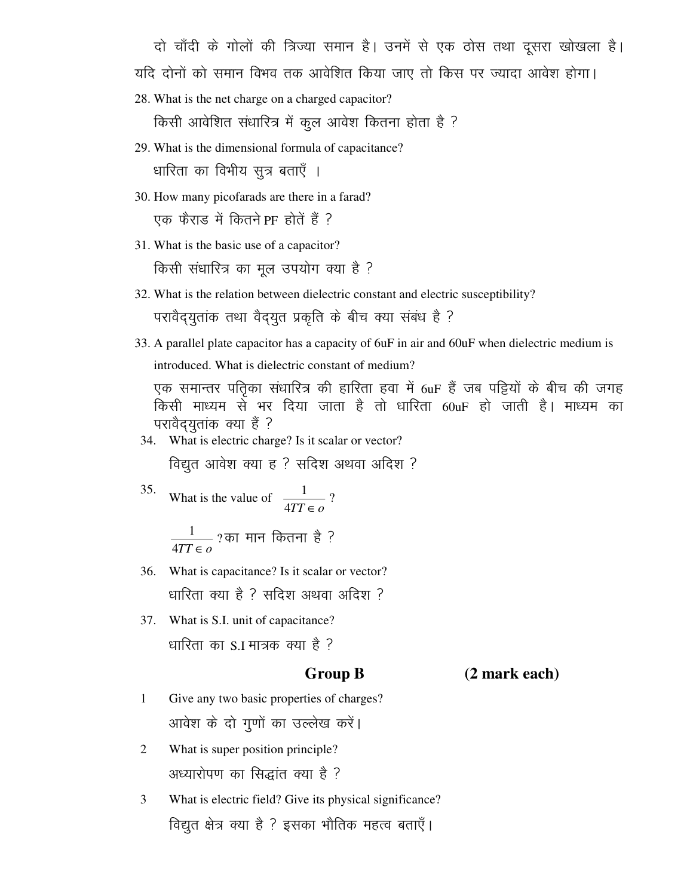दो चाँदी के गोलों की त्रिज्या समान है। उनमें से एक ठोस तथा दूसरा खोखला है। यदि दोनों को समान विभव तक आवेशित किया जाए तो किस पर ज्यादा आवेश होगा।

28. What is the net charge on a charged capacitor?

    किसी आवेशित संधारित्र में कुल आवेश कितना होता है ?

29. What is the dimensional formula of capacitance?

    धारिता का विभीय सुत्र बताएँ ।

30. How many picofarads are there in a farad?

    एक फैराड में कितने PF होतें हैं ?

31. What is the basic use of a capacitor?

    किसी संधारित्र का मूल उपयोग क्या है ?

32. What is the relation between dielectric constant and electric susceptibility?

    परावैद्युतांक तथा वैद्युत प्रकृति के बीच क्या संबंध है ?

33. A parallel plate capacitor has a capacity of 6uF in air and 60uF when dielectric medium is introduced. What is dielectric constant of medium?

    एक समान्तर पतृिका संधारित्र की हारिता हवा में 6uF हैं जब पट्टियों के बीच की जगह किसी माध्यम से भर दिया जाता है तो धारिता 60uF हो जाती है। माध्यम का परावैद्युतांक क्या हैं ?

34. What is electric charge? Is it scalar or vector?

    विद्युत आवेश क्या ह ? सदिश अथवा अदिश ?

35. What is the value of $\frac{1}{4TT \in o}$ ?

    $\frac{1}{4TT \in o}$ ?का मान कितना है ?

36. What is capacitance? Is it scalar or vector?

    धारिता क्या है ? सदिश अथवा अदिश ?

37. What is S.I. unit of capacitance?

    धारिता का S.I मात्रक क्या है ?

## Group B (2 mark each)

1. Give any two basic properties of charges?

   आवेश के दो गुणों का उल्लेख करें।

2. What is super position principle?

   अध्यारोपण का सिद्धांत क्या है ?

3. What is electric field? Give its physical significance?

   विद्युत क्षेत्र क्या है ? इसका भौतिक महत्व बताएँ।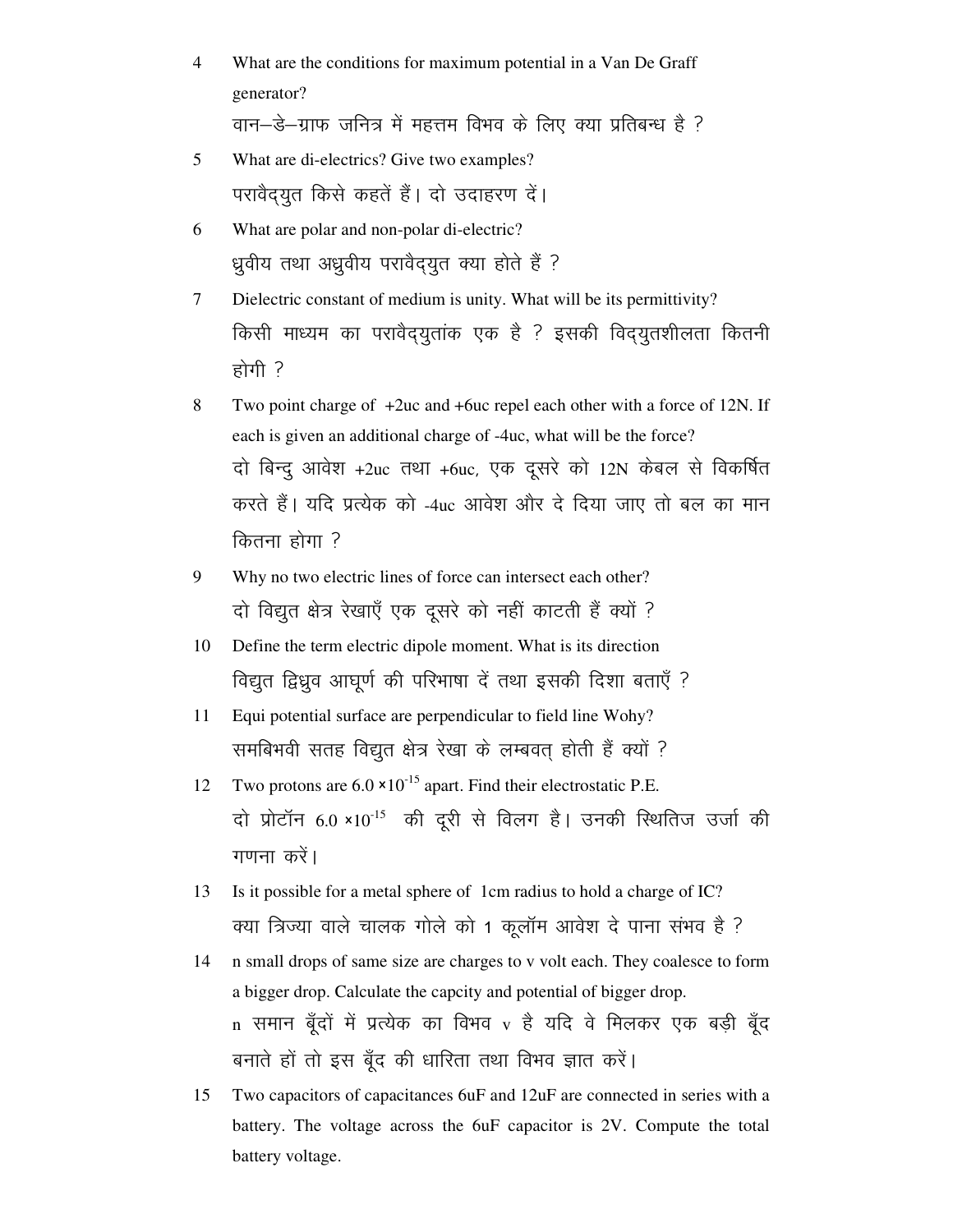4 What are the conditions for maximum potential in a Van De Graff generator?

वान–डे–ग्राफ जनित्र में महत्तम विभव के लिए क्या प्रतिबन्ध है ?

5 What are di-electrics? Give two examples?

परावैद्युत किसे कहतें हैं। दो उदाहरण दें।

6 What are polar and non-polar di-electric?

ध्रुवीय तथा अध्रुवीय परावैद्युत क्या होते हैं ?

7 Dielectric constant of medium is unity. What will be its permittivity?

किसी माध्यम का परावैद्युतांक एक है ? इसकी विद्युतशीलता कितनी होगी ?

8 Two point charge of +2uc and +6uc repel each other with a force of 12N. If each is given an additional charge of -4uc, what will be the force?

दो बिन्दु आवेश +2uc तथा +6uc, एक दूसरे को 12N केबल से विकर्षित करते हैं। यदि प्रत्येक को -4uc आवेश और दे दिया जाए तो बल का मान कितना होगा ?

9 Why no two electric lines of force can intersect each other?

दो विद्युत क्षेत्र रेखाएँ एक दूसरे को नहीं काटती हैं क्यों ?

10 Define the term electric dipole moment. What is its direction

विद्युत द्विध्रुव आघूर्ण की परिभाषा दें तथा इसकी दिशा बताएँ ?

11 Equi potential surface are perpendicular to field line Wohy?

समबिभवी सतह विद्युत क्षेत्र रेखा के लम्बवत् होती हैं क्यों ?

12 Two protons are $6.0 \times 10^{-15}$ apart. Find their electrostatic P.E.

दो प्रोटॉन $6.0 \times 10^{-15}$ की दूरी से विलग है। उनकी स्थितिज उर्जा की गणना करें।

13 Is it possible for a metal sphere of 1cm radius to hold a charge of IC?

क्या त्रिज्या वाले चालक गोले को 1 कूलॉम आवेश दे पाना संभव है ?

14 n small drops of same size are charges to v volt each. They coalesce to form a bigger drop. Calculate the capcity and potential of bigger drop.

n समान बूँदों में प्रत्येक का विभव v है यदि वे मिलकर एक बड़ी बूँद बनाते हों तो इस बूँद की धारिता तथा विभव ज्ञात करें।

15 Two capacitors of capacitances 6uF and 12uF are connected in series with a battery. The voltage across the 6uF capacitor is 2V. Compute the total battery voltage.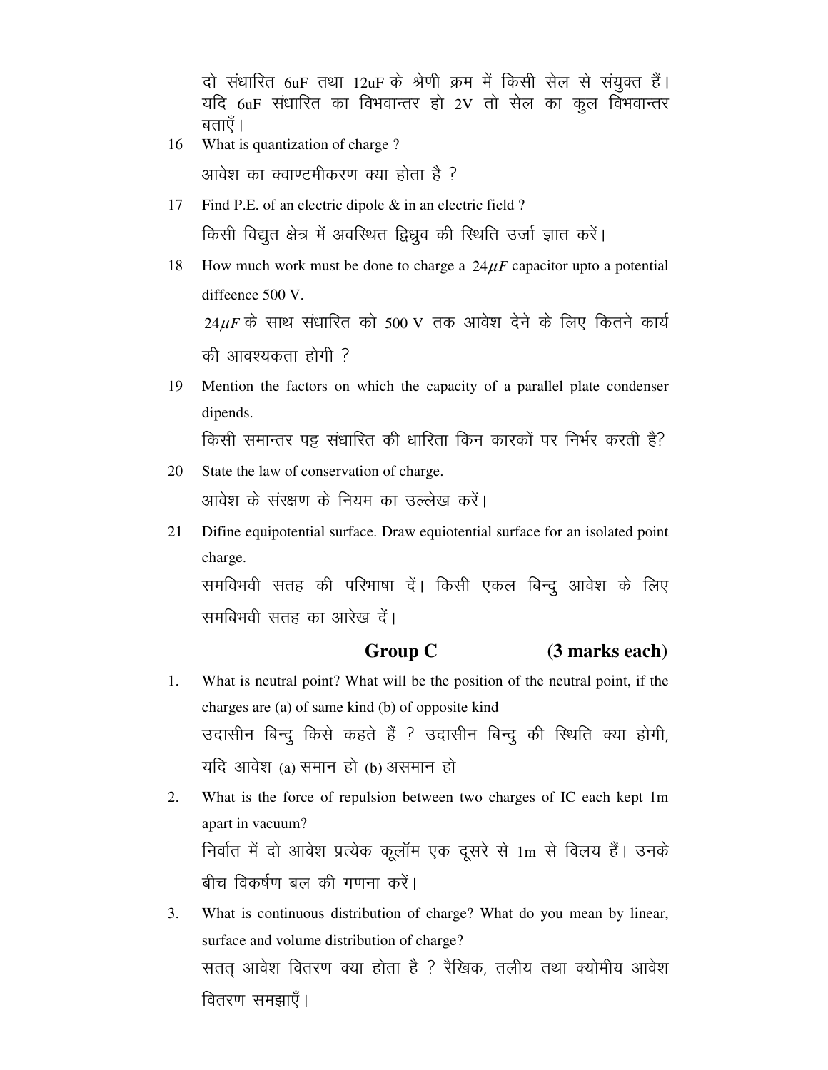दो संधारित 6uF तथा 12uF के श्रेणी क्रम में किसी सेल से संयुक्त हैं। यदि 6uF संधारित का विभवान्तर हो 2V तो सेल का कुल विभवान्तर बताएँ।

16 What is quantization of charge ?

आवेश का क्वाण्टमीकरण क्या होता है ?

17 Find P.E. of an electric dipole & in an electric field ?

किसी विद्युत क्षेत्र में अवस्थित द्विध्रुव की स्थिति उर्जा ज्ञात करें।

18 How much work must be done to charge a $24\mu F$ capacitor upto a potential diffeence 500 V.

$24\mu F$ के साथ संधारित को 500 V तक आवेश देने के लिए कितने कार्य की आवश्यकता होगी ?

19 Mention the factors on which the capacity of a parallel plate condenser dipends.

किसी समान्तर पट्ट संधारित की धारिता किन कारकों पर निर्भर करती है?

20 State the law of conservation of charge.

आवेश के संरक्षण के नियम का उल्लेख करें।

21 Difine equipotential surface. Draw equiotential surface for an isolated point charge.

समविभवी सतह की परिभाषा दें। किसी एकल बिन्दु आवेश के लिए समबिभवी सतह का आरेख दें।

## Group C (3 marks each)

1. What is neutral point? What will be the position of the neutral point, if the charges are (a) of same kind (b) of opposite kind

   उदासीन बिन्दु किसे कहते हैं ? उदासीन बिन्दु की स्थिति क्या होगी, यदि आवेश (a) समान हो (b) असमान हो

2. What is the force of repulsion between two charges of IC each kept 1m apart in vacuum?

   निर्वात में दो आवेश प्रत्येक कूलॉम एक दूसरे से 1m से विलय हैं। उनके बीच विकर्षण बल की गणना करें।

3. What is continuous distribution of charge? What do you mean by linear, surface and volume distribution of charge?

   सतत् आवेश वितरण क्या होता है ? रैखिक, तलीय तथा क्योमीय आवेश वितरण समझाएँ।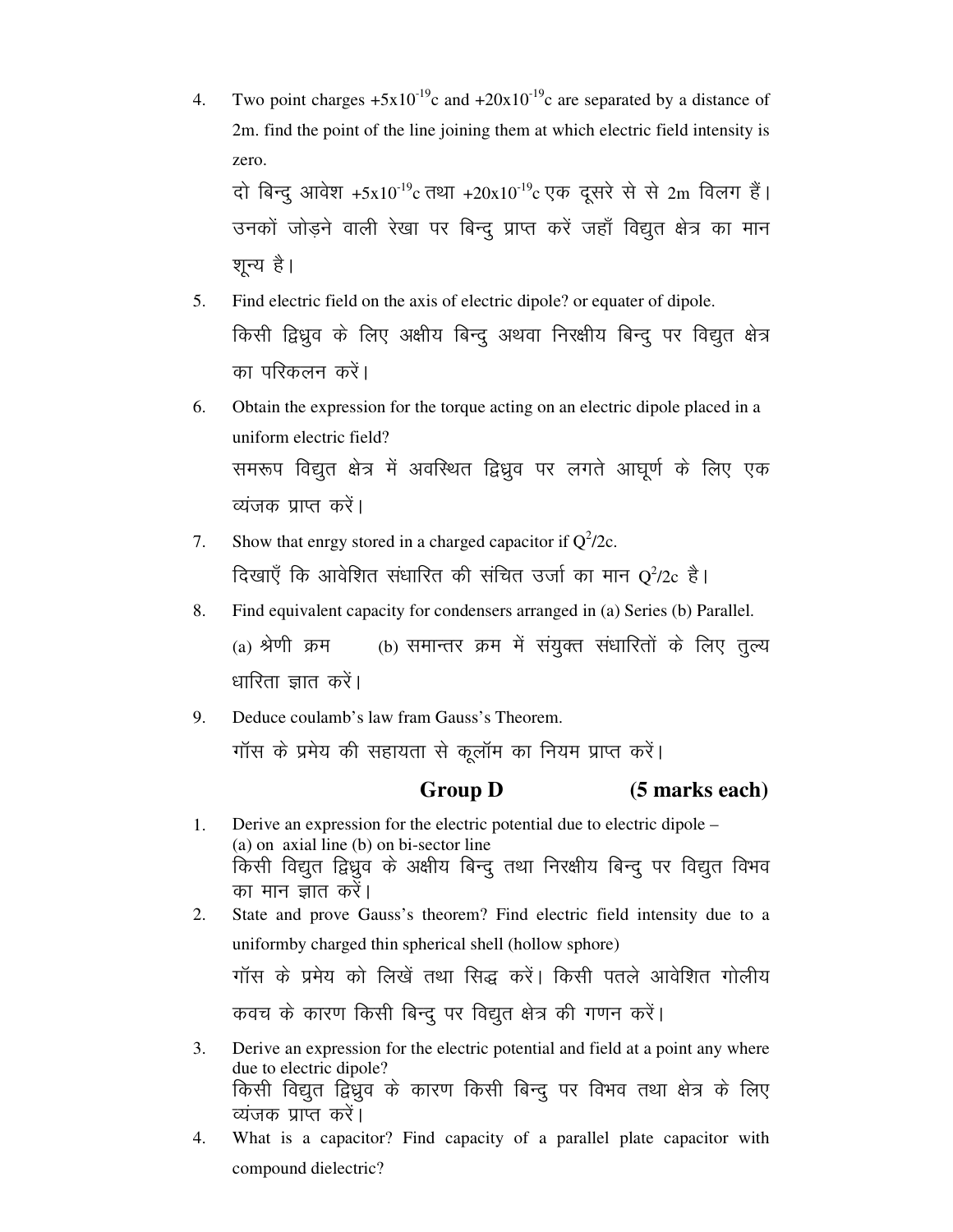4. Two point charges $+5\times10^{-19}$c and $+20\times10^{-19}$c are separated by a distance of 2m. find the point of the line joining them at which electric field intensity is zero.

   दो बिन्दु आवेश $+5\times10^{-19}$c तथा $+20\times10^{-19}$c एक दूसरे से से 2m विलग हैं। उनकों जोड़ने वाली रेखा पर बिन्दु प्राप्त करें जहाँ विद्युत क्षेत्र का मान शून्य है।

5. Find electric field on the axis of electric dipole? or equater of dipole.

   किसी द्विध्रुव के लिए अक्षीय बिन्दु अथवा निरक्षीय बिन्दु पर विद्युत क्षेत्र का परिकलन करें।

6. Obtain the expression for the torque acting on an electric dipole placed in a uniform electric field?

   समरूप विद्युत क्षेत्र में अवस्थित द्विध्रुव पर लगते आघूर्ण के लिए एक व्यंजक प्राप्त करें।

7. Show that enrgy stored in a charged capacitor if $Q^2/2c$.

   दिखाएँ कि आवेशित संधारित की संचित उर्जा का मान $Q^2/2c$ है।

8. Find equivalent capacity for condensers arranged in (a) Series (b) Parallel.

   (a) श्रेणी क्रम (b) समान्तर क्रम में संयुक्त संधारितों के लिए तुल्य धारिता ज्ञात करें।

9. Deduce coulamb's law fram Gauss's Theorem.

   गॉस के प्रमेय की सहायता से कूलॉम का नियम प्राप्त करें।

## Group D (5 marks each)

1. Derive an expression for the electric potential due to electric dipole –
   (a) on axial line (b) on bi-sector line

   किसी विद्युत द्विध्रुव के अक्षीय बिन्दु तथा निरक्षीय बिन्दु पर विद्युत विभव का मान ज्ञात करें।

2. State and prove Gauss's theorem? Find electric field intensity due to a uniformby charged thin spherical shell (hollow sphore)

   गॉस के प्रमेय को लिखें तथा सिद्ध करें। किसी पतले आवेशित गोलीय कवच के कारण किसी बिन्दु पर विद्युत क्षेत्र की गणन करें।

3. Derive an expression for the electric potential and field at a point any where due to electric dipole?

   किसी विद्युत द्विध्रुव के कारण किसी बिन्दु पर विभव तथा क्षेत्र के लिए व्यंजक प्राप्त करें।

4. What is a capacitor? Find capacity of a parallel plate capacitor with compound dielectric?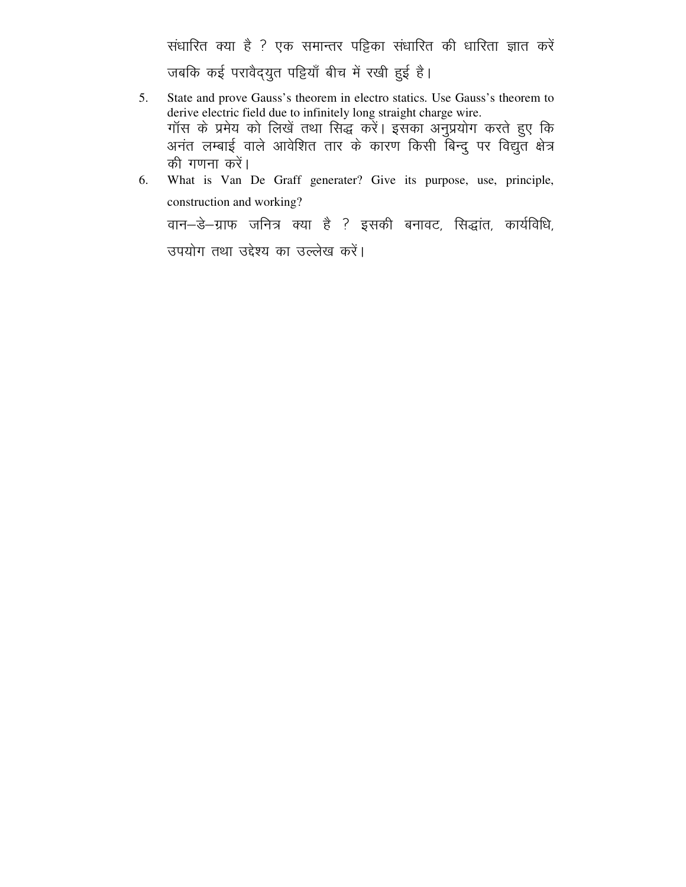संधारित क्या है ? एक समान्तर पट्टिका संधारित की धारिता ज्ञात करें जबकि कई परावैद्युत पट्टियाँ बीच में रखी हुई है।

5. State and prove Gauss's theorem in electro statics. Use Gauss's theorem to derive electric field due to infinitely long straight charge wire.
   गॉस के प्रमेय को लिखें तथा सिद्ध करें। इसका अनुप्रयोग करते हुए कि अनंत लम्बाई वाले आवेशित तार के कारण किसी बिन्दु पर विद्युत क्षेत्र की गणना करें।

6. What is Van De Graff generater? Give its purpose, use, principle, construction and working?
   वान–डे–ग्राफ जनित्र क्या है ? इसकी बनावट, सिद्धांत, कार्यविधि, उपयोग तथा उद्देश्य का उल्लेख करें।